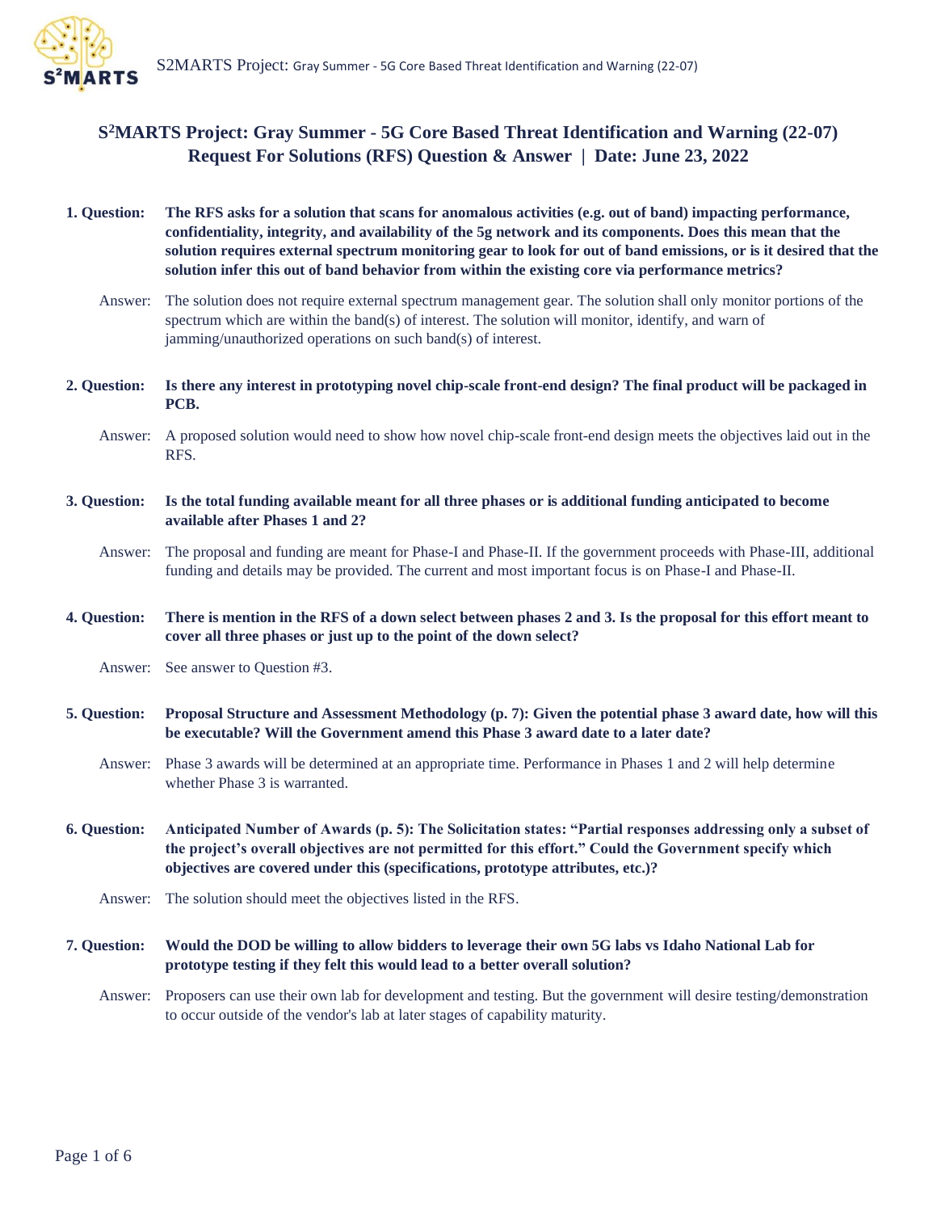# S[2]MARTS Project: Gray Summer - 5G Core Based Threat Identification and Warning (22-07)
## Request For Solutions (RFS) Question & Answer | Date: June 23, 2022

**1. Question: The RFS asks for a solution that scans for anomalous activities (e.g. out of band) impacting performance, confidentiality, integrity, and availability of the 5g network and its components. Does this mean that the solution requires external spectrum monitoring gear to look for out of band emissions, or is it desired that the solution infer this out of band behavior from within the existing core via performance metrics?**

Answer: The solution does not require external spectrum management gear. The solution shall only monitor portions of the spectrum which are within the band(s) of interest. The solution will monitor, identify, and warn of jamming/unauthorized operations on such band(s) of interest.

**2. Question: Is there any interest in prototyping novel chip-scale front-end design? The final product will be packaged in PCB.**

Answer: A proposed solution would need to show how novel chip-scale front-end design meets the objectives laid out in the RFS.

**3. Question: Is the total funding available meant for all three phases or is additional funding anticipated to become available after Phases 1 and 2?**

Answer: The proposal and funding are meant for Phase-I and Phase-II. If the government proceeds with Phase-III, additional funding and details may be provided. The current and most important focus is on Phase-I and Phase-II.

**4. Question: There is mention in the RFS of a down select between phases 2 and 3. Is the proposal for this effort meant to cover all three phases or just up to the point of the down select?**

Answer: See answer to Question #3.

**5. Question: Proposal Structure and Assessment Methodology (p. 7): Given the potential phase 3 award date, how will this be executable? Will the Government amend this Phase 3 award date to a later date?**

Answer: Phase 3 awards will be determined at an appropriate time. Performance in Phases 1 and 2 will help determine whether Phase 3 is warranted.

**6. Question: Anticipated Number of Awards (p. 5): The Solicitation states: "Partial responses addressing only a subset of the project's overall objectives are not permitted for this effort." Could the Government specify which objectives are covered under this (specifications, prototype attributes, etc.)?**

Answer: The solution should meet the objectives listed in the RFS.

**7. Question: Would the DOD be willing to allow bidders to leverage their own 5G labs vs Idaho National Lab for prototype testing if they felt this would lead to a better overall solution?**

Answer: Proposers can use their own lab for development and testing. But the government will desire testing/demonstration to occur outside of the vendor's lab at later stages of capability maturity.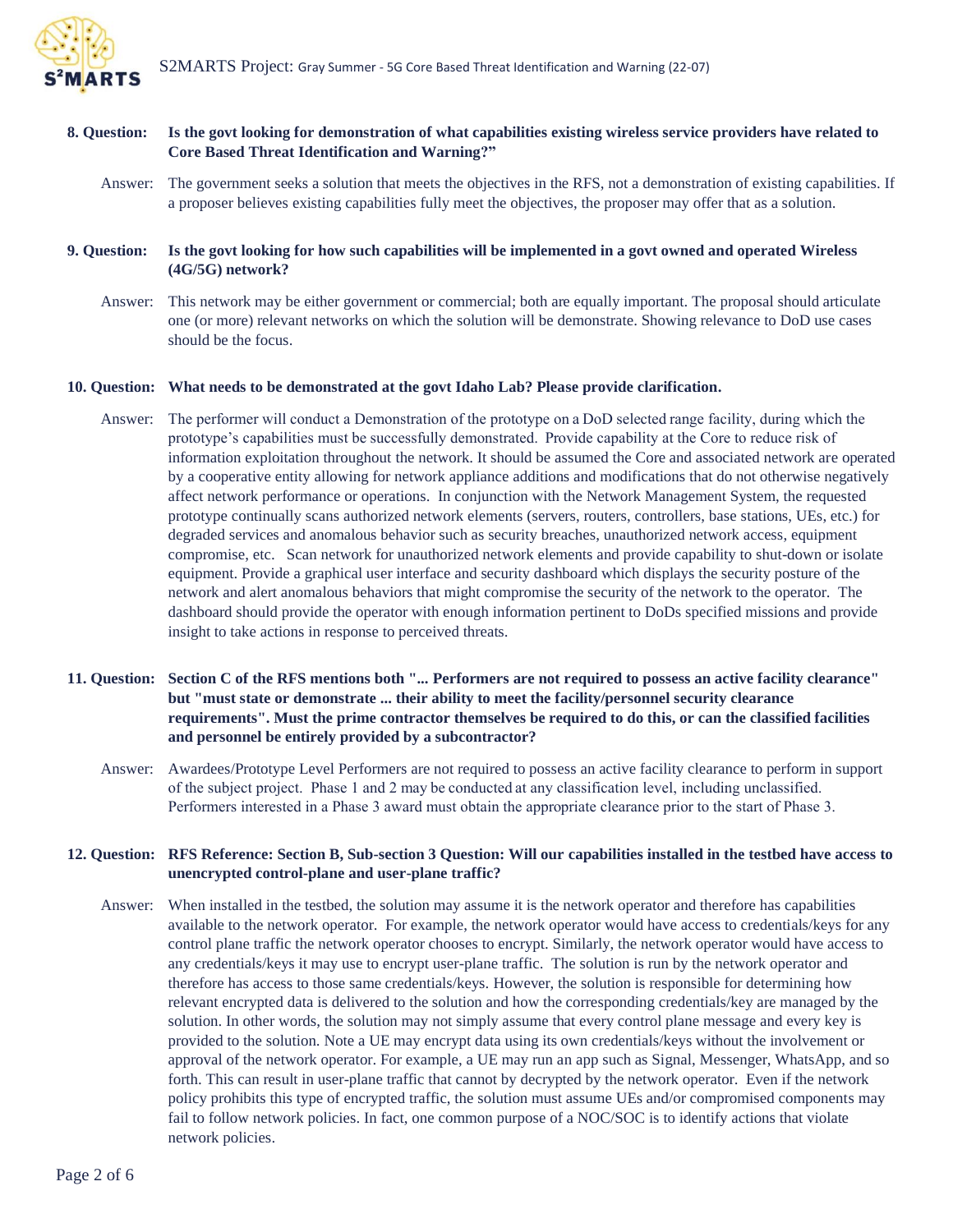**8. Question: Is the govt looking for demonstration of what capabilities existing wireless service providers have related to Core Based Threat Identification and Warning?"**

Answer: The government seeks a solution that meets the objectives in the RFS, not a demonstration of existing capabilities. If a proposer believes existing capabilities fully meet the objectives, the proposer may offer that as a solution.

**9. Question: Is the govt looking for how such capabilities will be implemented in a govt owned and operated Wireless (4G/5G) network?**

Answer: This network may be either government or commercial; both are equally important. The proposal should articulate one (or more) relevant networks on which the solution will be demonstrate. Showing relevance to DoD use cases should be the focus.

**10. Question: What needs to be demonstrated at the govt Idaho Lab? Please provide clarification.**

Answer: The performer will conduct a Demonstration of the prototype on a DoD selected range facility, during which the prototype's capabilities must be successfully demonstrated. Provide capability at the Core to reduce risk of information exploitation throughout the network. It should be assumed the Core and associated network are operated by a cooperative entity allowing for network appliance additions and modifications that do not otherwise negatively affect network performance or operations. In conjunction with the Network Management System, the requested prototype continually scans authorized network elements (servers, routers, controllers, base stations, UEs, etc.) for degraded services and anomalous behavior such as security breaches, unauthorized network access, equipment compromise, etc. Scan network for unauthorized network elements and provide capability to shut-down or isolate equipment. Provide a graphical user interface and security dashboard which displays the security posture of the network and alert anomalous behaviors that might compromise the security of the network to the operator. The dashboard should provide the operator with enough information pertinent to DoDs specified missions and provide insight to take actions in response to perceived threats.

**11. Question: Section C of the RFS mentions both "... Performers are not required to possess an active facility clearance" but "must state or demonstrate ... their ability to meet the facility/personnel security clearance requirements". Must the prime contractor themselves be required to do this, or can the classified facilities and personnel be entirely provided by a subcontractor?**

Answer: Awardees/Prototype Level Performers are not required to possess an active facility clearance to perform in support of the subject project. Phase 1 and 2 may be conducted at any classification level, including unclassified. Performers interested in a Phase 3 award must obtain the appropriate clearance prior to the start of Phase 3.

**12. Question: RFS Reference: Section B, Sub-section 3 Question: Will our capabilities installed in the testbed have access to unencrypted control-plane and user-plane traffic?**

Answer: When installed in the testbed, the solution may assume it is the network operator and therefore has capabilities available to the network operator. For example, the network operator would have access to credentials/keys for any control plane traffic the network operator chooses to encrypt. Similarly, the network operator would have access to any credentials/keys it may use to encrypt user-plane traffic. The solution is run by the network operator and therefore has access to those same credentials/keys. However, the solution is responsible for determining how relevant encrypted data is delivered to the solution and how the corresponding credentials/key are managed by the solution. In other words, the solution may not simply assume that every control plane message and every key is provided to the solution. Note a UE may encrypt data using its own credentials/keys without the involvement or approval of the network operator. For example, a UE may run an app such as Signal, Messenger, WhatsApp, and so forth. This can result in user-plane traffic that cannot by decrypted by the network operator. Even if the network policy prohibits this type of encrypted traffic, the solution must assume UEs and/or compromised components may fail to follow network policies. In fact, one common purpose of a NOC/SOC is to identify actions that violate network policies.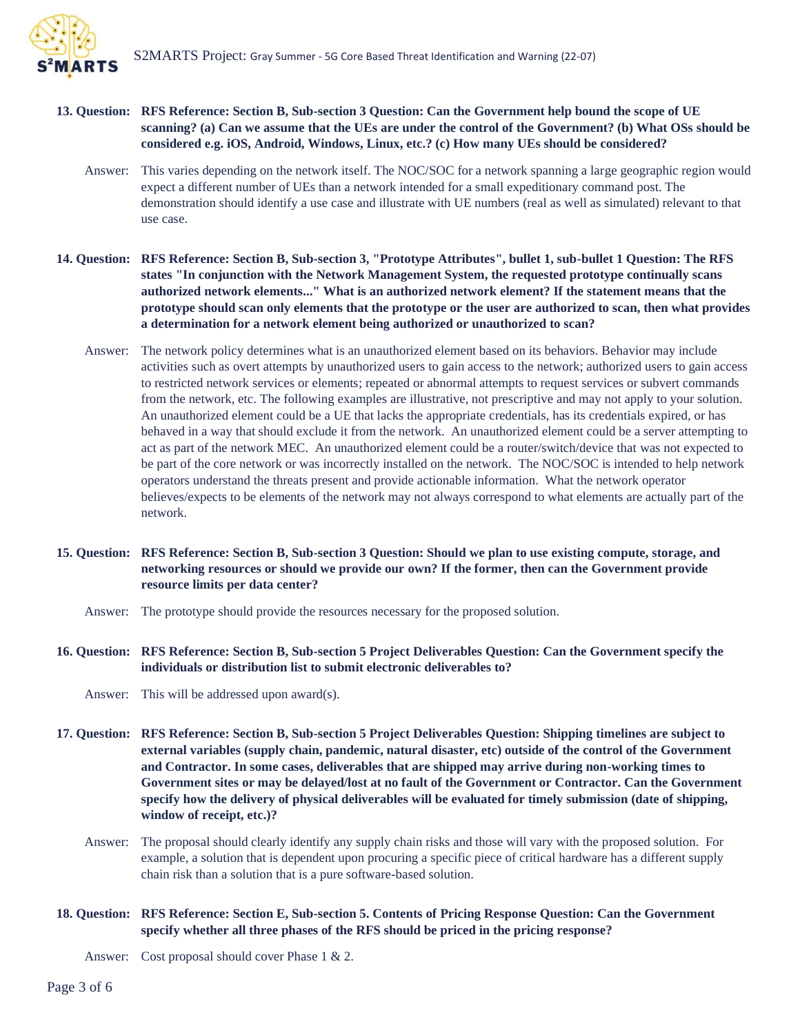**13. Question: RFS Reference: Section B, Sub-section 3 Question: Can the Government help bound the scope of UE scanning? (a) Can we assume that the UEs are under the control of the Government? (b) What OSs should be considered e.g. iOS, Android, Windows, Linux, etc.? (c) How many UEs should be considered?**

Answer: This varies depending on the network itself. The NOC/SOC for a network spanning a large geographic region would expect a different number of UEs than a network intended for a small expeditionary command post. The demonstration should identify a use case and illustrate with UE numbers (real as well as simulated) relevant to that use case.

**14. Question: RFS Reference: Section B, Sub-section 3, "Prototype Attributes", bullet 1, sub-bullet 1 Question: The RFS states "In conjunction with the Network Management System, the requested prototype continually scans authorized network elements..." What is an authorized network element? If the statement means that the prototype should scan only elements that the prototype or the user are authorized to scan, then what provides a determination for a network element being authorized or unauthorized to scan?**

Answer: The network policy determines what is an unauthorized element based on its behaviors. Behavior may include activities such as overt attempts by unauthorized users to gain access to the network; authorized users to gain access to restricted network services or elements; repeated or abnormal attempts to request services or subvert commands from the network, etc. The following examples are illustrative, not prescriptive and may not apply to your solution. An unauthorized element could be a UE that lacks the appropriate credentials, has its credentials expired, or has behaved in a way that should exclude it from the network. An unauthorized element could be a server attempting to act as part of the network MEC. An unauthorized element could be a router/switch/device that was not expected to be part of the core network or was incorrectly installed on the network. The NOC/SOC is intended to help network operators understand the threats present and provide actionable information. What the network operator believes/expects to be elements of the network may not always correspond to what elements are actually part of the network.

**15. Question: RFS Reference: Section B, Sub-section 3 Question: Should we plan to use existing compute, storage, and networking resources or should we provide our own? If the former, then can the Government provide resource limits per data center?**

Answer: The prototype should provide the resources necessary for the proposed solution.

**16. Question: RFS Reference: Section B, Sub-section 5 Project Deliverables Question: Can the Government specify the individuals or distribution list to submit electronic deliverables to?**

Answer: This will be addressed upon award(s).

**17. Question: RFS Reference: Section B, Sub-section 5 Project Deliverables Question: Shipping timelines are subject to external variables (supply chain, pandemic, natural disaster, etc) outside of the control of the Government and Contractor. In some cases, deliverables that are shipped may arrive during non-working times to Government sites or may be delayed/lost at no fault of the Government or Contractor. Can the Government specify how the delivery of physical deliverables will be evaluated for timely submission (date of shipping, window of receipt, etc.)?**

Answer: The proposal should clearly identify any supply chain risks and those will vary with the proposed solution. For example, a solution that is dependent upon procuring a specific piece of critical hardware has a different supply chain risk than a solution that is a pure software-based solution.

**18. Question: RFS Reference: Section E, Sub-section 5. Contents of Pricing Response Question: Can the Government specify whether all three phases of the RFS should be priced in the pricing response?**

Answer: Cost proposal should cover Phase 1 & 2.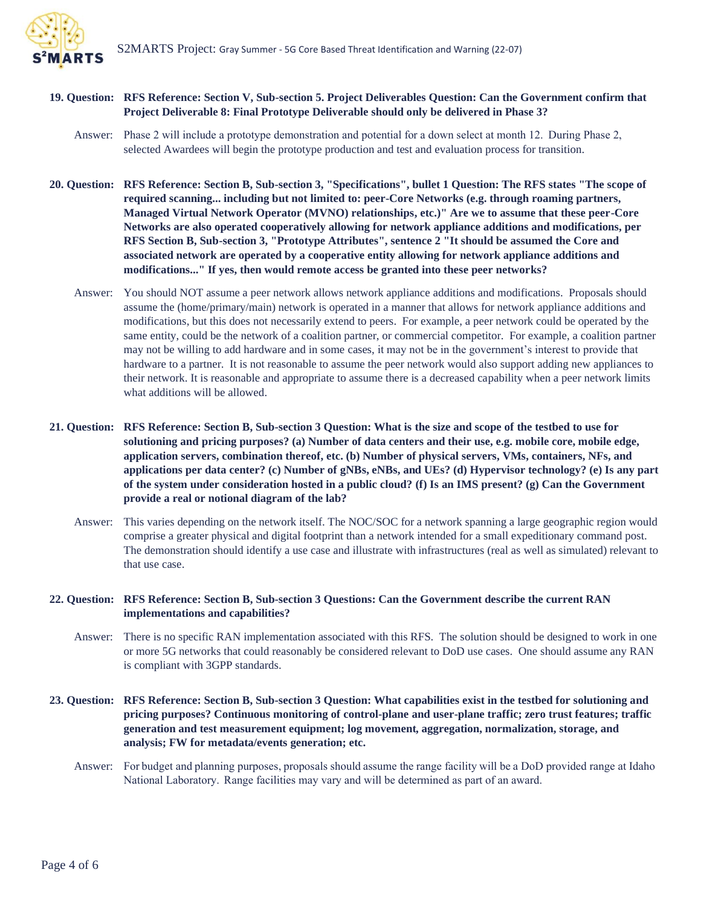**19. Question:** **RFS Reference: Section V, Sub-section 5. Project Deliverables Question: Can the Government confirm that Project Deliverable 8: Final Prototype Deliverable should only be delivered in Phase 3?**

Answer: Phase 2 will include a prototype demonstration and potential for a down select at month 12. During Phase 2, selected Awardees will begin the prototype production and test and evaluation process for transition.

**20. Question:** **RFS Reference: Section B, Sub-section 3, "Specifications", bullet 1 Question: The RFS states "The scope of required scanning... including but not limited to: peer-Core Networks (e.g. through roaming partners, Managed Virtual Network Operator (MVNO) relationships, etc.)" Are we to assume that these peer-Core Networks are also operated cooperatively allowing for network appliance additions and modifications, per RFS Section B, Sub-section 3, "Prototype Attributes", sentence 2 "It should be assumed the Core and associated network are operated by a cooperative entity allowing for network appliance additions and modifications..." If yes, then would remote access be granted into these peer networks?**

Answer: You should NOT assume a peer network allows network appliance additions and modifications. Proposals should assume the (home/primary/main) network is operated in a manner that allows for network appliance additions and modifications, but this does not necessarily extend to peers. For example, a peer network could be operated by the same entity, could be the network of a coalition partner, or commercial competitor. For example, a coalition partner may not be willing to add hardware and in some cases, it may not be in the government's interest to provide that hardware to a partner. It is not reasonable to assume the peer network would also support adding new appliances to their network. It is reasonable and appropriate to assume there is a decreased capability when a peer network limits what additions will be allowed.

**21. Question:** **RFS Reference: Section B, Sub-section 3 Question: What is the size and scope of the testbed to use for solutioning and pricing purposes? (a) Number of data centers and their use, e.g. mobile core, mobile edge, application servers, combination thereof, etc. (b) Number of physical servers, VMs, containers, NFs, and applications per data center? (c) Number of gNBs, eNBs, and UEs? (d) Hypervisor technology? (e) Is any part of the system under consideration hosted in a public cloud? (f) Is an IMS present? (g) Can the Government provide a real or notional diagram of the lab?**

Answer: This varies depending on the network itself. The NOC/SOC for a network spanning a large geographic region would comprise a greater physical and digital footprint than a network intended for a small expeditionary command post. The demonstration should identify a use case and illustrate with infrastructures (real as well as simulated) relevant to that use case.

**22. Question:** **RFS Reference: Section B, Sub-section 3 Questions: Can the Government describe the current RAN implementations and capabilities?**

Answer: There is no specific RAN implementation associated with this RFS. The solution should be designed to work in one or more 5G networks that could reasonably be considered relevant to DoD use cases. One should assume any RAN is compliant with 3GPP standards.

**23. Question:** **RFS Reference: Section B, Sub-section 3 Question: What capabilities exist in the testbed for solutioning and pricing purposes? Continuous monitoring of control-plane and user-plane traffic; zero trust features; traffic generation and test measurement equipment; log movement, aggregation, normalization, storage, and analysis; FW for metadata/events generation; etc.**

Answer: For budget and planning purposes, proposals should assume the range facility will be a DoD provided range at Idaho National Laboratory. Range facilities may vary and will be determined as part of an award.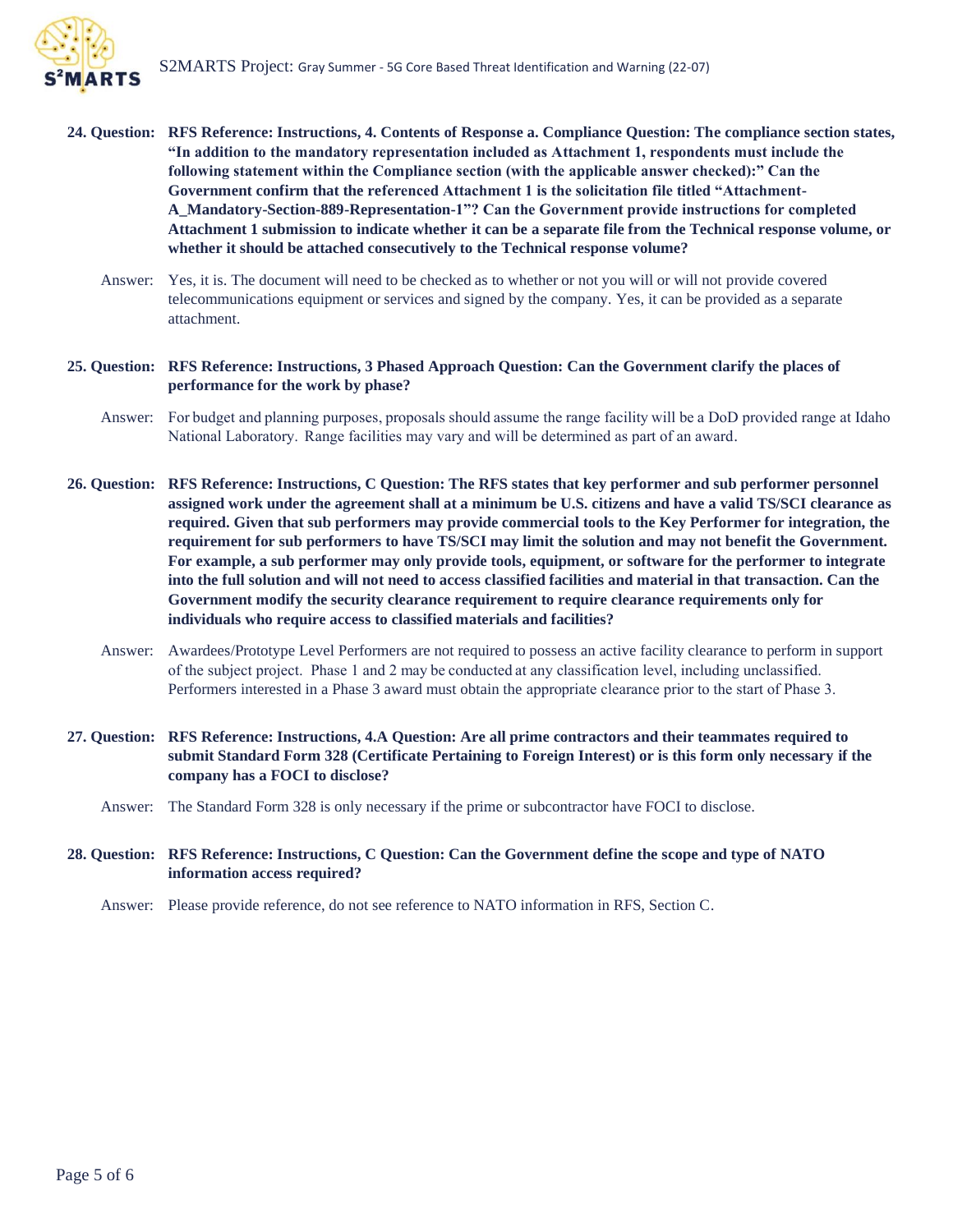**24. Question: RFS Reference: Instructions, 4. Contents of Response a. Compliance Question: The compliance section states, "In addition to the mandatory representation included as Attachment 1, respondents must include the following statement within the Compliance section (with the applicable answer checked):" Can the Government confirm that the referenced Attachment 1 is the solicitation file titled "Attachment-A_Mandatory-Section-889-Representation-1"? Can the Government provide instructions for completed Attachment 1 submission to indicate whether it can be a separate file from the Technical response volume, or whether it should be attached consecutively to the Technical response volume?**

Answer: Yes, it is. The document will need to be checked as to whether or not you will or will not provide covered telecommunications equipment or services and signed by the company. Yes, it can be provided as a separate attachment.

**25. Question: RFS Reference: Instructions, 3 Phased Approach Question: Can the Government clarify the places of performance for the work by phase?**

Answer: For budget and planning purposes, proposals should assume the range facility will be a DoD provided range at Idaho National Laboratory. Range facilities may vary and will be determined as part of an award.

**26. Question: RFS Reference: Instructions, C Question: The RFS states that key performer and sub performer personnel assigned work under the agreement shall at a minimum be U.S. citizens and have a valid TS/SCI clearance as required. Given that sub performers may provide commercial tools to the Key Performer for integration, the requirement for sub performers to have TS/SCI may limit the solution and may not benefit the Government. For example, a sub performer may only provide tools, equipment, or software for the performer to integrate into the full solution and will not need to access classified facilities and material in that transaction. Can the Government modify the security clearance requirement to require clearance requirements only for individuals who require access to classified materials and facilities?**

Answer: Awardees/Prototype Level Performers are not required to possess an active facility clearance to perform in support of the subject project. Phase 1 and 2 may be conducted at any classification level, including unclassified. Performers interested in a Phase 3 award must obtain the appropriate clearance prior to the start of Phase 3.

**27. Question: RFS Reference: Instructions, 4.A Question: Are all prime contractors and their teammates required to submit Standard Form 328 (Certificate Pertaining to Foreign Interest) or is this form only necessary if the company has a FOCI to disclose?**

Answer: The Standard Form 328 is only necessary if the prime or subcontractor have FOCI to disclose.

**28. Question: RFS Reference: Instructions, C Question: Can the Government define the scope and type of NATO information access required?**

Answer: Please provide reference, do not see reference to NATO information in RFS, Section C.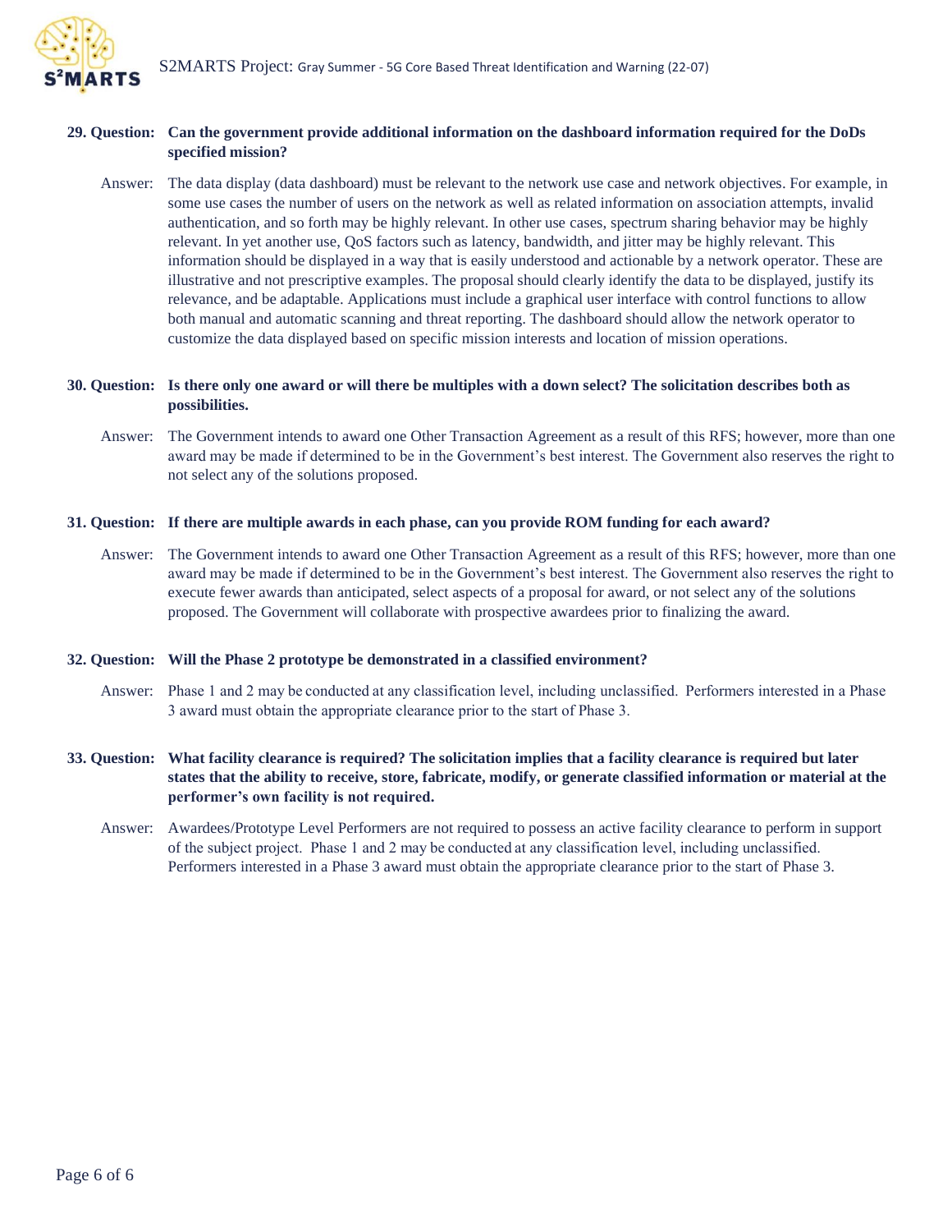**29. Question: Can the government provide additional information on the dashboard information required for the DoDs specified mission?**

Answer: The data display (data dashboard) must be relevant to the network use case and network objectives. For example, in some use cases the number of users on the network as well as related information on association attempts, invalid authentication, and so forth may be highly relevant. In other use cases, spectrum sharing behavior may be highly relevant. In yet another use, QoS factors such as latency, bandwidth, and jitter may be highly relevant. This information should be displayed in a way that is easily understood and actionable by a network operator. These are illustrative and not prescriptive examples. The proposal should clearly identify the data to be displayed, justify its relevance, and be adaptable. Applications must include a graphical user interface with control functions to allow both manual and automatic scanning and threat reporting. The dashboard should allow the network operator to customize the data displayed based on specific mission interests and location of mission operations.

**30. Question: Is there only one award or will there be multiples with a down select? The solicitation describes both as possibilities.**

Answer: The Government intends to award one Other Transaction Agreement as a result of this RFS; however, more than one award may be made if determined to be in the Government's best interest. The Government also reserves the right to not select any of the solutions proposed.

**31. Question: If there are multiple awards in each phase, can you provide ROM funding for each award?**

Answer: The Government intends to award one Other Transaction Agreement as a result of this RFS; however, more than one award may be made if determined to be in the Government's best interest. The Government also reserves the right to execute fewer awards than anticipated, select aspects of a proposal for award, or not select any of the solutions proposed. The Government will collaborate with prospective awardees prior to finalizing the award.

**32. Question: Will the Phase 2 prototype be demonstrated in a classified environment?**

Answer: Phase 1 and 2 may be conducted at any classification level, including unclassified. Performers interested in a Phase 3 award must obtain the appropriate clearance prior to the start of Phase 3.

**33. Question: What facility clearance is required? The solicitation implies that a facility clearance is required but later states that the ability to receive, store, fabricate, modify, or generate classified information or material at the performer's own facility is not required.**

Answer: Awardees/Prototype Level Performers are not required to possess an active facility clearance to perform in support of the subject project. Phase 1 and 2 may be conducted at any classification level, including unclassified. Performers interested in a Phase 3 award must obtain the appropriate clearance prior to the start of Phase 3.